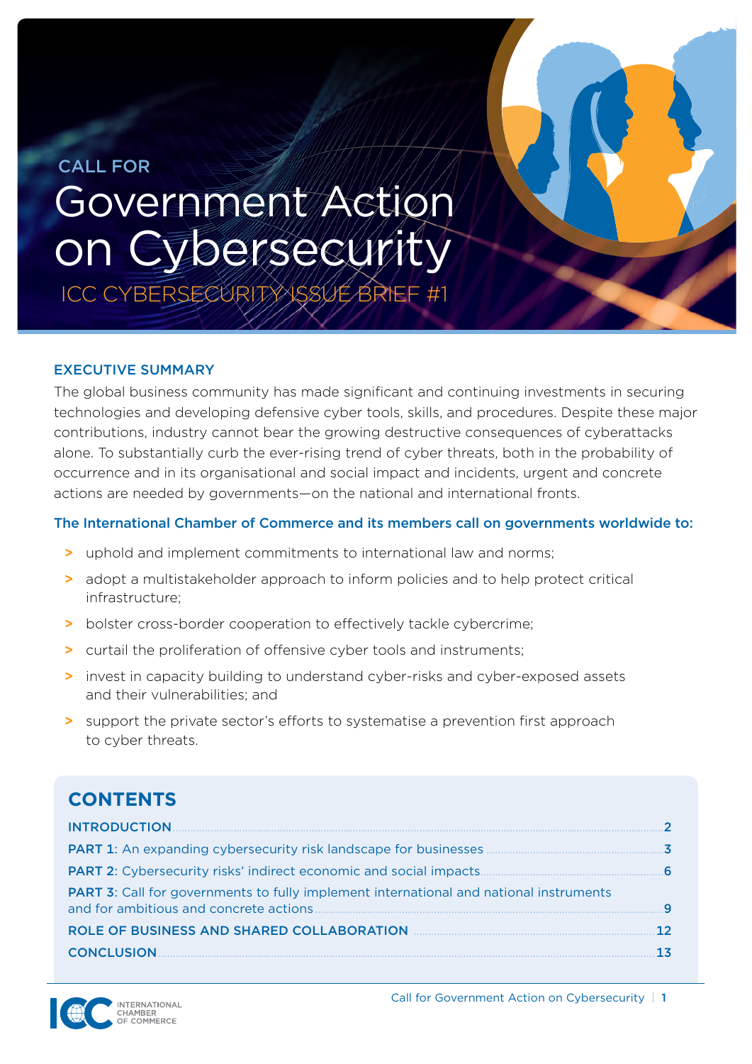CALL FOR

# Government Action on Cybersecurity

ICC CYBERSECURITY ISSUE BRIEF #1

## EXECUTIVE SUMMARY

The global business community has made significant and continuing investments in securing technologies and developing defensive cyber tools, skills, and procedures. Despite these major contributions, industry cannot bear the growing destructive consequences of cyberattacks alone. To substantially curb the ever-rising trend of cyber threats, both in the probability of occurrence and in its organisational and social impact and incidents, urgent and concrete actions are needed by governments—on the national and international fronts.

**The International Chamber of Commerce and its members call on governments worldwide to:**

- uphold and implement commitments to international law and norms;
- adopt a multistakeholder approach to inform policies and to help protect critical infrastructure;
- bolster cross-border cooperation to effectively tackle cybercrime;
- curtail the proliferation of offensive cyber tools and instruments;
- invest in capacity building to understand cyber-risks and cyber-exposed assets and their vulnerabilities; and
- support the private sector's efforts to systematise a prevention first approach to cyber threats.

## CONTENTS

| | |
|---|---|
| **INTRODUCTION** | 2 |
| **PART 1**: An expanding cybersecurity risk landscape for businesses | 3 |
| **PART 2**: Cybersecurity risks' indirect economic and social impacts | 6 |
| **PART 3**: Call for governments to fully implement international and national instruments and for ambitious and concrete actions | 9 |
| **ROLE OF BUSINESS AND SHARED COLLABORATION** | 12 |
| **CONCLUSION** | 13 |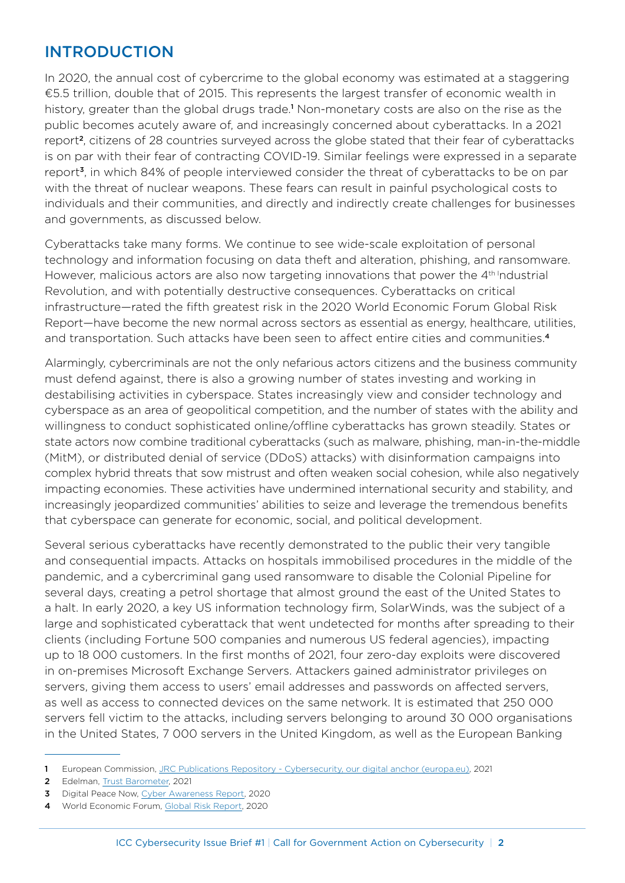## INTRODUCTION

In 2020, the annual cost of cybercrime to the global economy was estimated at a staggering €5.5 trillion, double that of 2015. This represents the largest transfer of economic wealth in history, greater than the global drugs trade.[1] Non-monetary costs are also on the rise as the public becomes acutely aware of, and increasingly concerned about cyberattacks. In a 2021 report[2], citizens of 28 countries surveyed across the globe stated that their fear of cyberattacks is on par with their fear of contracting COVID-19. Similar feelings were expressed in a separate report[3], in which 84% of people interviewed consider the threat of cyberattacks to be on par with the threat of nuclear weapons. These fears can result in painful psychological costs to individuals and their communities, and directly and indirectly create challenges for businesses and governments, as discussed below.

Cyberattacks take many forms. We continue to see wide-scale exploitation of personal technology and information focusing on data theft and alteration, phishing, and ransomware. However, malicious actors are also now targeting innovations that power the 4th Industrial Revolution, and with potentially destructive consequences. Cyberattacks on critical infrastructure—rated the fifth greatest risk in the 2020 World Economic Forum Global Risk Report—have become the new normal across sectors as essential as energy, healthcare, utilities, and transportation. Such attacks have been seen to affect entire cities and communities.[4]

Alarmingly, cybercriminals are not the only nefarious actors citizens and the business community must defend against, there is also a growing number of states investing and working in destabilising activities in cyberspace. States increasingly view and consider technology and cyberspace as an area of geopolitical competition, and the number of states with the ability and willingness to conduct sophisticated online/offline cyberattacks has grown steadily. States or state actors now combine traditional cyberattacks (such as malware, phishing, man-in-the-middle (MitM), or distributed denial of service (DDoS) attacks) with disinformation campaigns into complex hybrid threats that sow mistrust and often weaken social cohesion, while also negatively impacting economies. These activities have undermined international security and stability, and increasingly jeopardized communities' abilities to seize and leverage the tremendous benefits that cyberspace can generate for economic, social, and political development.

Several serious cyberattacks have recently demonstrated to the public their very tangible and consequential impacts. Attacks on hospitals immobilised procedures in the middle of the pandemic, and a cybercriminal gang used ransomware to disable the Colonial Pipeline for several days, creating a petrol shortage that almost ground the east of the United States to a halt. In early 2020, a key US information technology firm, SolarWinds, was the subject of a large and sophisticated cyberattack that went undetected for months after spreading to their clients (including Fortune 500 companies and numerous US federal agencies), impacting up to 18 000 customers. In the first months of 2021, four zero-day exploits were discovered in on-premises Microsoft Exchange Servers. Attackers gained administrator privileges on servers, giving them access to users' email addresses and passwords on affected servers, as well as access to connected devices on the same network. It is estimated that 250 000 servers fell victim to the attacks, including servers belonging to around 30 000 organisations in the United States, 7 000 servers in the United Kingdom, as well as the European Banking

---

1 European Commission, JRC Publications Repository - Cybersecurity, our digital anchor (europa.eu), 2021
2 Edelman, Trust Barometer, 2021
3 Digital Peace Now, Cyber Awareness Report, 2020
4 World Economic Forum, Global Risk Report, 2020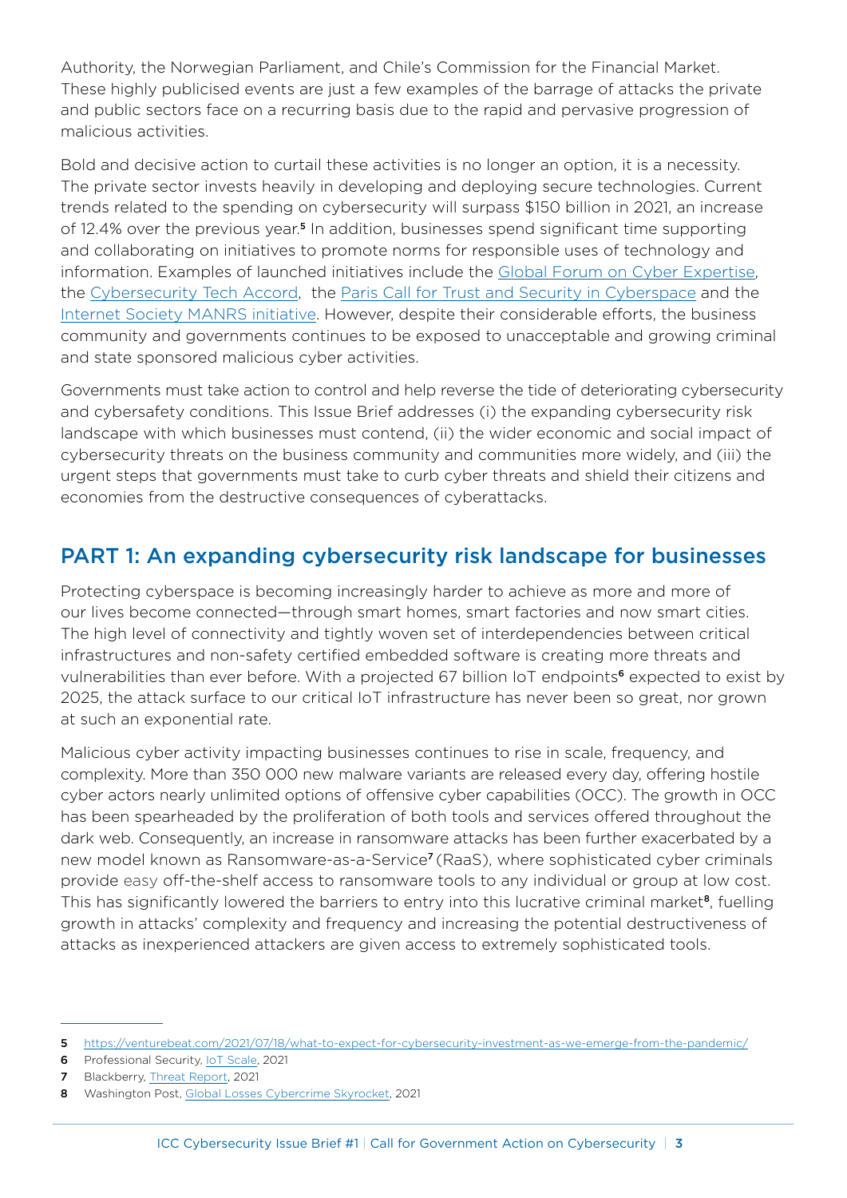Authority, the Norwegian Parliament, and Chile's Commission for the Financial Market. These highly publicised events are just a few examples of the barrage of attacks the private and public sectors face on a recurring basis due to the rapid and pervasive progression of malicious activities.

Bold and decisive action to curtail these activities is no longer an option, it is a necessity. The private sector invests heavily in developing and deploying secure technologies. Current trends related to the spending on cybersecurity will surpass $150 billion in 2021, an increase of 12.4% over the previous year.[5] In addition, businesses spend significant time supporting and collaborating on initiatives to promote norms for responsible uses of technology and information. Examples of launched initiatives include the Global Forum on Cyber Expertise, the Cybersecurity Tech Accord, the Paris Call for Trust and Security in Cyberspace and the Internet Society MANRS initiative. However, despite their considerable efforts, the business community and governments continues to be exposed to unacceptable and growing criminal and state sponsored malicious cyber activities.

Governments must take action to control and help reverse the tide of deteriorating cybersecurity and cybersafety conditions. This Issue Brief addresses (i) the expanding cybersecurity risk landscape with which businesses must contend, (ii) the wider economic and social impact of cybersecurity threats on the business community and communities more widely, and (iii) the urgent steps that governments must take to curb cyber threats and shield their citizens and economies from the destructive consequences of cyberattacks.

## PART 1: An expanding cybersecurity risk landscape for businesses

Protecting cyberspace is becoming increasingly harder to achieve as more and more of our lives become connected—through smart homes, smart factories and now smart cities. The high level of connectivity and tightly woven set of interdependencies between critical infrastructures and non-safety certified embedded software is creating more threats and vulnerabilities than ever before. With a projected 67 billion IoT endpoints[6] expected to exist by 2025, the attack surface to our critical IoT infrastructure has never been so great, nor grown at such an exponential rate.

Malicious cyber activity impacting businesses continues to rise in scale, frequency, and complexity. More than 350 000 new malware variants are released every day, offering hostile cyber actors nearly unlimited options of offensive cyber capabilities (OCC). The growth in OCC has been spearheaded by the proliferation of both tools and services offered throughout the dark web. Consequently, an increase in ransomware attacks has been further exacerbated by a new model known as Ransomware-as-a-Service[7] (RaaS), where sophisticated cyber criminals provide easy off-the-shelf access to ransomware tools to any individual or group at low cost. This has significantly lowered the barriers to entry into this lucrative criminal market[8], fuelling growth in attacks' complexity and frequency and increasing the potential destructiveness of attacks as inexperienced attackers are given access to extremely sophisticated tools.

---

5 https://venturebeat.com/2021/07/18/what-to-expect-for-cybersecurity-investment-as-we-emerge-from-the-pandemic/

6 Professional Security, IoT Scale, 2021

7 Blackberry, Threat Report, 2021

8 Washington Post, Global Losses Cybercrime Skyrocket, 2021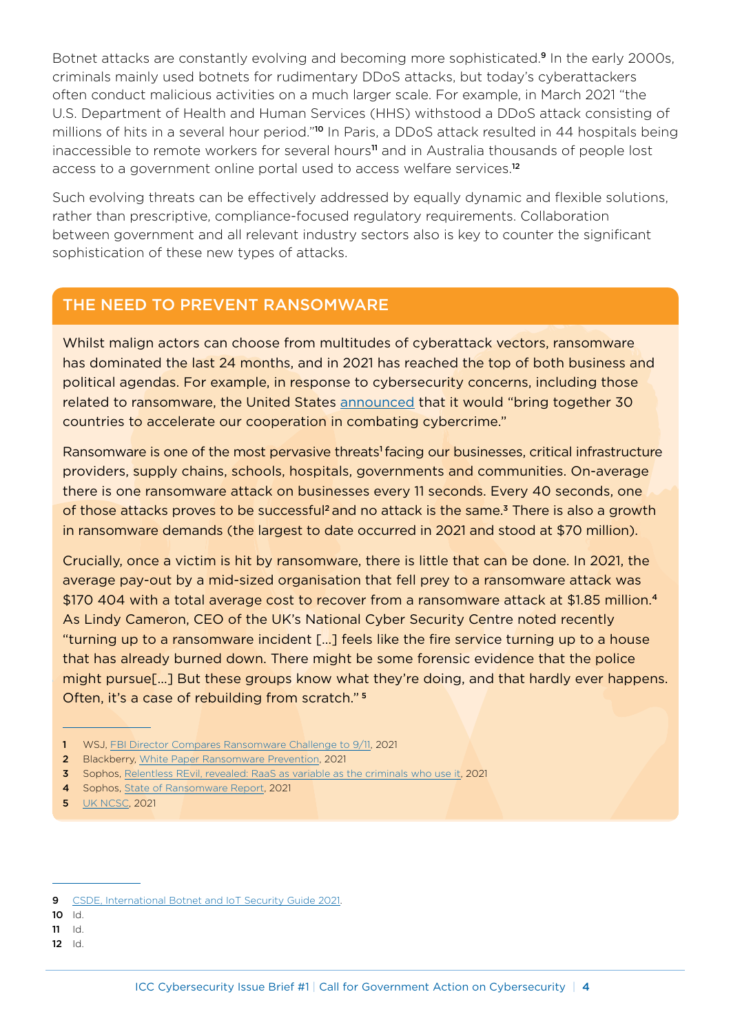Botnet attacks are constantly evolving and becoming more sophisticated.[9] In the early 2000s, criminals mainly used botnets for rudimentary DDoS attacks, but today's cyberattackers often conduct malicious activities on a much larger scale. For example, in March 2021 "the U.S. Department of Health and Human Services (HHS) withstood a DDoS attack consisting of millions of hits in a several hour period."[10] In Paris, a DDoS attack resulted in 44 hospitals being inaccessible to remote workers for several hours[11] and in Australia thousands of people lost access to a government online portal used to access welfare services.[12]

Such evolving threats can be effectively addressed by equally dynamic and flexible solutions, rather than prescriptive, compliance-focused regulatory requirements. Collaboration between government and all relevant industry sectors also is key to counter the significant sophistication of these new types of attacks.

## THE NEED TO PREVENT RANSOMWARE

Whilst malign actors can choose from multitudes of cyberattack vectors, ransomware has dominated the last 24 months, and in 2021 has reached the top of both business and political agendas. For example, in response to cybersecurity concerns, including those related to ransomware, the United States announced that it would "bring together 30 countries to accelerate our cooperation in combating cybercrime."

Ransomware is one of the most pervasive threats[1] facing our businesses, critical infrastructure providers, supply chains, schools, hospitals, governments and communities. On-average there is one ransomware attack on businesses every 11 seconds. Every 40 seconds, one of those attacks proves to be successful[2] and no attack is the same.[3] There is also a growth in ransomware demands (the largest to date occurred in 2021 and stood at $70 million).

Crucially, once a victim is hit by ransomware, there is little that can be done. In 2021, the average pay-out by a mid-sized organisation that fell prey to a ransomware attack was $170 404 with a total average cost to recover from a ransomware attack at $1.85 million.[4] As Lindy Cameron, CEO of the UK's National Cyber Security Centre noted recently "turning up to a ransomware incident […] feels like the fire service turning up to a house that has already burned down. There might be some forensic evidence that the police might pursue[…] But these groups know what they're doing, and that hardly ever happens. Often, it's a case of rebuilding from scratch." [5]

1 WSJ, FBI Director Compares Ransomware Challenge to 9/11, 2021
2 Blackberry, White Paper Ransomware Prevention, 2021
3 Sophos, Relentless REvil, revealed: RaaS as variable as the criminals who use it, 2021
4 Sophos, State of Ransomware Report, 2021
5 UK NCSC, 2021

9 CSDE, International Botnet and IoT Security Guide 2021.
10 Id.
11 Id.
12 Id.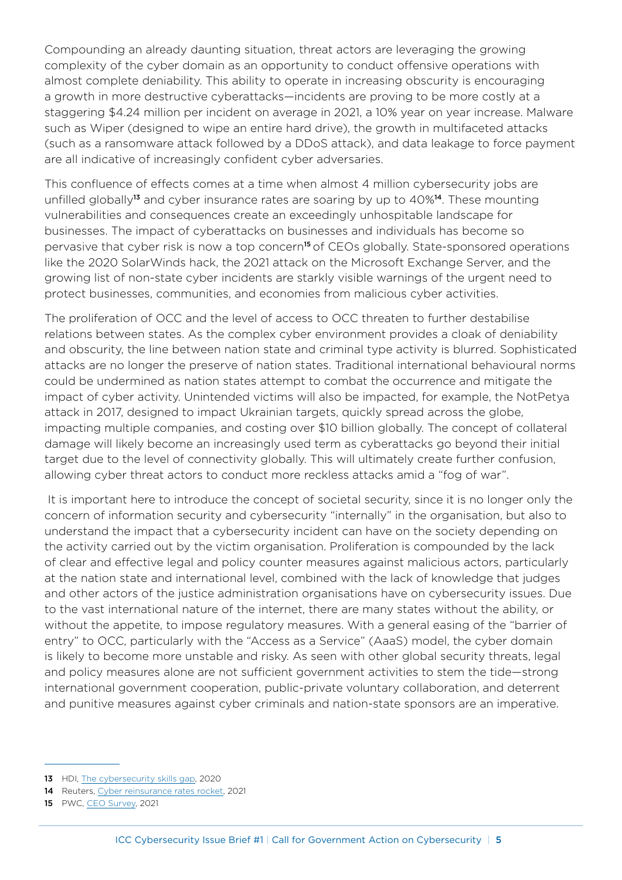Compounding an already daunting situation, threat actors are leveraging the growing complexity of the cyber domain as an opportunity to conduct offensive operations with almost complete deniability. This ability to operate in increasing obscurity is encouraging a growth in more destructive cyberattacks—incidents are proving to be more costly at a staggering $4.24 million per incident on average in 2021, a 10% year on year increase. Malware such as Wiper (designed to wipe an entire hard drive), the growth in multifaceted attacks (such as a ransomware attack followed by a DDoS attack), and data leakage to force payment are all indicative of increasingly confident cyber adversaries.

This confluence of effects comes at a time when almost 4 million cybersecurity jobs are unfilled globally[13] and cyber insurance rates are soaring by up to 40%[14]. These mounting vulnerabilities and consequences create an exceedingly unhospitable landscape for businesses. The impact of cyberattacks on businesses and individuals has become so pervasive that cyber risk is now a top concern[15] of CEOs globally. State-sponsored operations like the 2020 SolarWinds hack, the 2021 attack on the Microsoft Exchange Server, and the growing list of non-state cyber incidents are starkly visible warnings of the urgent need to protect businesses, communities, and economies from malicious cyber activities.

The proliferation of OCC and the level of access to OCC threaten to further destabilise relations between states. As the complex cyber environment provides a cloak of deniability and obscurity, the line between nation state and criminal type activity is blurred. Sophisticated attacks are no longer the preserve of nation states. Traditional international behavioural norms could be undermined as nation states attempt to combat the occurrence and mitigate the impact of cyber activity. Unintended victims will also be impacted, for example, the NotPetya attack in 2017, designed to impact Ukrainian targets, quickly spread across the globe, impacting multiple companies, and costing over $10 billion globally. The concept of collateral damage will likely become an increasingly used term as cyberattacks go beyond their initial target due to the level of connectivity globally. This will ultimately create further confusion, allowing cyber threat actors to conduct more reckless attacks amid a "fog of war".

It is important here to introduce the concept of societal security, since it is no longer only the concern of information security and cybersecurity "internally" in the organisation, but also to understand the impact that a cybersecurity incident can have on the society depending on the activity carried out by the victim organisation. Proliferation is compounded by the lack of clear and effective legal and policy counter measures against malicious actors, particularly at the nation state and international level, combined with the lack of knowledge that judges and other actors of the justice administration organisations have on cybersecurity issues. Due to the vast international nature of the internet, there are many states without the ability, or without the appetite, to impose regulatory measures. With a general easing of the "barrier of entry" to OCC, particularly with the "Access as a Service" (AaaS) model, the cyber domain is likely to become more unstable and risky. As seen with other global security threats, legal and policy measures alone are not sufficient government activities to stem the tide—strong international government cooperation, public-private voluntary collaboration, and deterrent and punitive measures against cyber criminals and nation-state sponsors are an imperative.

---

13 HDI, The cybersecurity skills gap, 2020

14 Reuters, Cyber reinsurance rates rocket, 2021

15 PWC, CEO Survey, 2021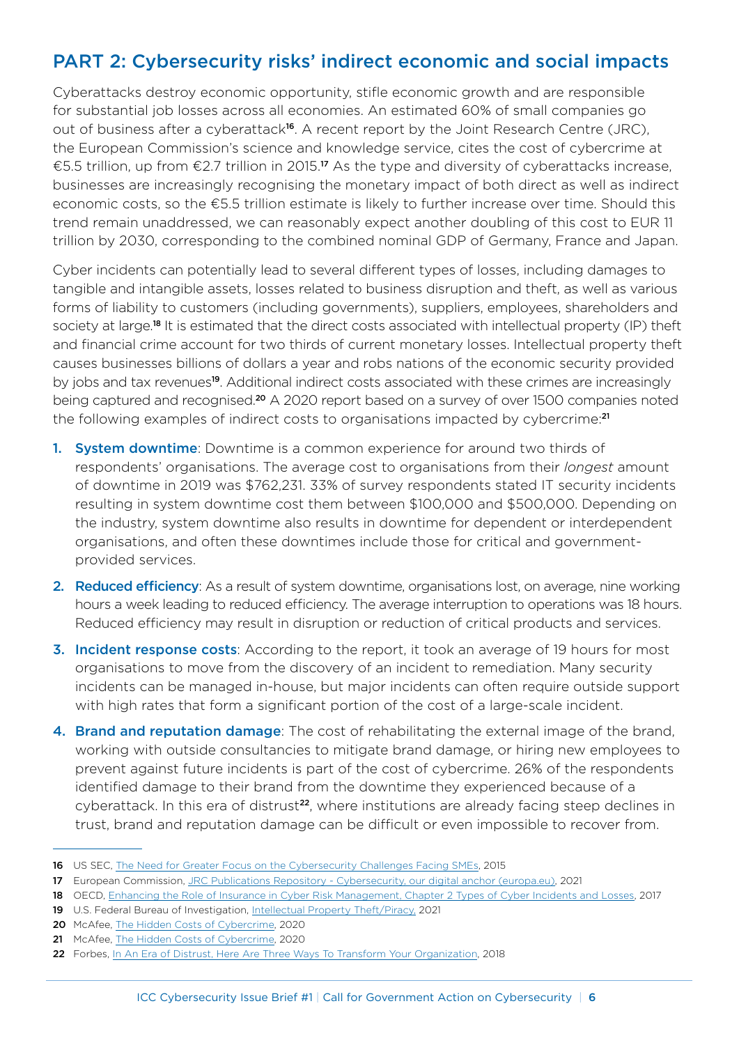## PART 2: Cybersecurity risks' indirect economic and social impacts

Cyberattacks destroy economic opportunity, stifle economic growth and are responsible for substantial job losses across all economies. An estimated 60% of small companies go out of business after a cyberattack[16]. A recent report by the Joint Research Centre (JRC), the European Commission's science and knowledge service, cites the cost of cybercrime at €5.5 trillion, up from €2.7 trillion in 2015.[17] As the type and diversity of cyberattacks increase, businesses are increasingly recognising the monetary impact of both direct as well as indirect economic costs, so the €5.5 trillion estimate is likely to further increase over time. Should this trend remain unaddressed, we can reasonably expect another doubling of this cost to EUR 11 trillion by 2030, corresponding to the combined nominal GDP of Germany, France and Japan.

Cyber incidents can potentially lead to several different types of losses, including damages to tangible and intangible assets, losses related to business disruption and theft, as well as various forms of liability to customers (including governments), suppliers, employees, shareholders and society at large.[18] It is estimated that the direct costs associated with intellectual property (IP) theft and financial crime account for two thirds of current monetary losses. Intellectual property theft causes businesses billions of dollars a year and robs nations of the economic security provided by jobs and tax revenues[19]. Additional indirect costs associated with these crimes are increasingly being captured and recognised.[20] A 2020 report based on a survey of over 1500 companies noted the following examples of indirect costs to organisations impacted by cybercrime:[21]

1. **System downtime**: Downtime is a common experience for around two thirds of respondents' organisations. The average cost to organisations from their *longest* amount of downtime in 2019 was $762,231. 33% of survey respondents stated IT security incidents resulting in system downtime cost them between $100,000 and $500,000. Depending on the industry, system downtime also results in downtime for dependent or interdependent organisations, and often these downtimes include those for critical and government-provided services.
2. **Reduced efficiency**: As a result of system downtime, organisations lost, on average, nine working hours a week leading to reduced efficiency. The average interruption to operations was 18 hours. Reduced efficiency may result in disruption or reduction of critical products and services.
3. **Incident response costs**: According to the report, it took an average of 19 hours for most organisations to move from the discovery of an incident to remediation. Many security incidents can be managed in-house, but major incidents can often require outside support with high rates that form a significant portion of the cost of a large-scale incident.
4. **Brand and reputation damage**: The cost of rehabilitating the external image of the brand, working with outside consultancies to mitigate brand damage, or hiring new employees to prevent against future incidents is part of the cost of cybercrime. 26% of the respondents identified damage to their brand from the downtime they experienced because of a cyberattack. In this era of distrust[22], where institutions are already facing steep declines in trust, brand and reputation damage can be difficult or even impossible to recover from.

---

16 US SEC, The Need for Greater Focus on the Cybersecurity Challenges Facing SMEs, 2015

17 European Commission, JRC Publications Repository - Cybersecurity, our digital anchor (europa.eu), 2021

18 OECD, Enhancing the Role of Insurance in Cyber Risk Management, Chapter 2 Types of Cyber Incidents and Losses, 2017

19 U.S. Federal Bureau of Investigation, Intellectual Property Theft/Piracy, 2021

20 McAfee, The Hidden Costs of Cybercrime, 2020

21 McAfee, The Hidden Costs of Cybercrime, 2020

22 Forbes, In An Era of Distrust, Here Are Three Ways To Transform Your Organization, 2018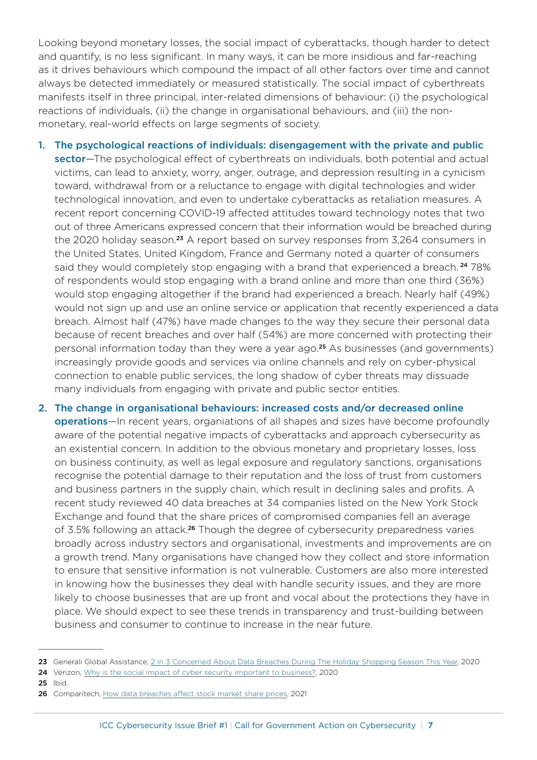Looking beyond monetary losses, the social impact of cyberattacks, though harder to detect and quantify, is no less significant. In many ways, it can be more insidious and far-reaching as it drives behaviours which compound the impact of all other factors over time and cannot always be detected immediately or measured statistically. The social impact of cyberthreats manifests itself in three principal, inter-related dimensions of behaviour: (i) the psychological reactions of individuals, (ii) the change in organisational behaviours, and (iii) the non-monetary, real-world effects on large segments of society.

1. **The psychological reactions of individuals: disengagement with the private and public sector**—The psychological effect of cyberthreats on individuals, both potential and actual victims, can lead to anxiety, worry, anger, outrage, and depression resulting in a cynicism toward, withdrawal from or a reluctance to engage with digital technologies and wider technological innovation, and even to undertake cyberattacks as retaliation measures. A recent report concerning COVID-19 affected attitudes toward technology notes that two out of three Americans expressed concern that their information would be breached during the 2020 holiday season.[23] A report based on survey responses from 3,264 consumers in the United States, United Kingdom, France and Germany noted a quarter of consumers said they would completely stop engaging with a brand that experienced a breach.[24] 78% of respondents would stop engaging with a brand online and more than one third (36%) would stop engaging altogether if the brand had experienced a breach. Nearly half (49%) would not sign up and use an online service or application that recently experienced a data breach. Almost half (47%) have made changes to the way they secure their personal data because of recent breaches and over half (54%) are more concerned with protecting their personal information today than they were a year ago.[25] As businesses (and governments) increasingly provide goods and services via online channels and rely on cyber-physical connection to enable public services, the long shadow of cyber threats may dissuade many individuals from engaging with private and public sector entities.

2. **The change in organisational behaviours: increased costs and/or decreased online operations**—In recent years, organiations of all shapes and sizes have become profoundly aware of the potential negative impacts of cyberattacks and approach cybersecurity as an existential concern. In addition to the obvious monetary and proprietary losses, loss on business continuity, as well as legal exposure and regulatory sanctions, organisations recognise the potential damage to their reputation and the loss of trust from customers and business partners in the supply chain, which result in declining sales and profits. A recent study reviewed 40 data breaches at 34 companies listed on the New York Stock Exchange and found that the share prices of compromised companies fell an average of 3.5% following an attack.[26] Though the degree of cybersecurity preparedness varies broadly across industry sectors and organisational, investments and improvements are on a growth trend. Many organisations have changed how they collect and store information to ensure that sensitive information is not vulnerable. Customers are also more interested in knowing how the businesses they deal with handle security issues, and they are more likely to choose businesses that are up front and vocal about the protections they have in place. We should expect to see these trends in transparency and trust-building between business and consumer to continue to increase in the near future.

---

[23] Generali Global Assistance, 2 in 3 Concerned About Data Breaches During The Holiday Shopping Season This Year, 2020

[24] Verizon, Why is the social impact of cyber security important to business?, 2020

[25] Ibid.

[26] Comparitech, How data breaches affect stock market share prices, 2021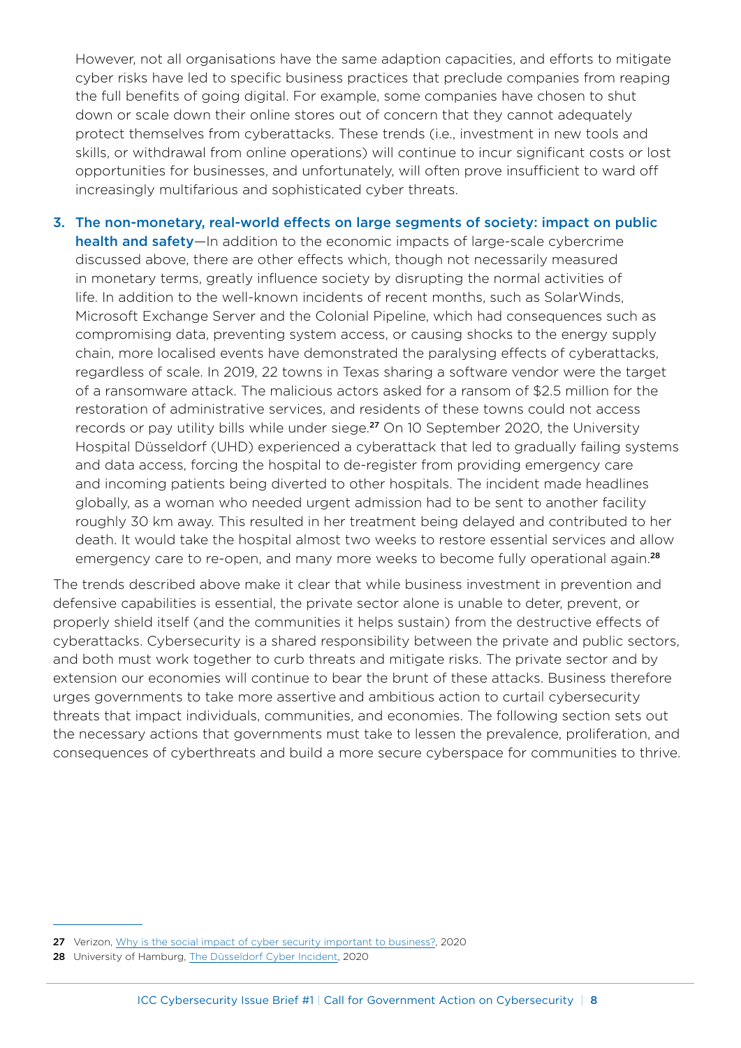However, not all organisations have the same adaption capacities, and efforts to mitigate cyber risks have led to specific business practices that preclude companies from reaping the full benefits of going digital. For example, some companies have chosen to shut down or scale down their online stores out of concern that they cannot adequately protect themselves from cyberattacks. These trends (i.e., investment in new tools and skills, or withdrawal from online operations) will continue to incur significant costs or lost opportunities for businesses, and unfortunately, will often prove insufficient to ward off increasingly multifarious and sophisticated cyber threats.

3. **The non-monetary, real-world effects on large segments of society: impact on public health and safety**—In addition to the economic impacts of large-scale cybercrime discussed above, there are other effects which, though not necessarily measured in monetary terms, greatly influence society by disrupting the normal activities of life. In addition to the well-known incidents of recent months, such as SolarWinds, Microsoft Exchange Server and the Colonial Pipeline, which had consequences such as compromising data, preventing system access, or causing shocks to the energy supply chain, more localised events have demonstrated the paralysing effects of cyberattacks, regardless of scale. In 2019, 22 towns in Texas sharing a software vendor were the target of a ransomware attack. The malicious actors asked for a ransom of $2.5 million for the restoration of administrative services, and residents of these towns could not access records or pay utility bills while under siege.[27] On 10 September 2020, the University Hospital Düsseldorf (UHD) experienced a cyberattack that led to gradually failing systems and data access, forcing the hospital to de-register from providing emergency care and incoming patients being diverted to other hospitals. The incident made headlines globally, as a woman who needed urgent admission had to be sent to another facility roughly 30 km away. This resulted in her treatment being delayed and contributed to her death. It would take the hospital almost two weeks to restore essential services and allow emergency care to re-open, and many more weeks to become fully operational again.[28]

The trends described above make it clear that while business investment in prevention and defensive capabilities is essential, the private sector alone is unable to deter, prevent, or properly shield itself (and the communities it helps sustain) from the destructive effects of cyberattacks. Cybersecurity is a shared responsibility between the private and public sectors, and both must work together to curb threats and mitigate risks. The private sector and by extension our economies will continue to bear the brunt of these attacks. Business therefore urges governments to take more assertive and ambitious action to curtail cybersecurity threats that impact individuals, communities, and economies. The following section sets out the necessary actions that governments must take to lessen the prevalence, proliferation, and consequences of cyberthreats and build a more secure cyberspace for communities to thrive.

---

27 Verizon, Why is the social impact of cyber security important to business?, 2020

28 University of Hamburg, The Düsseldorf Cyber Incident, 2020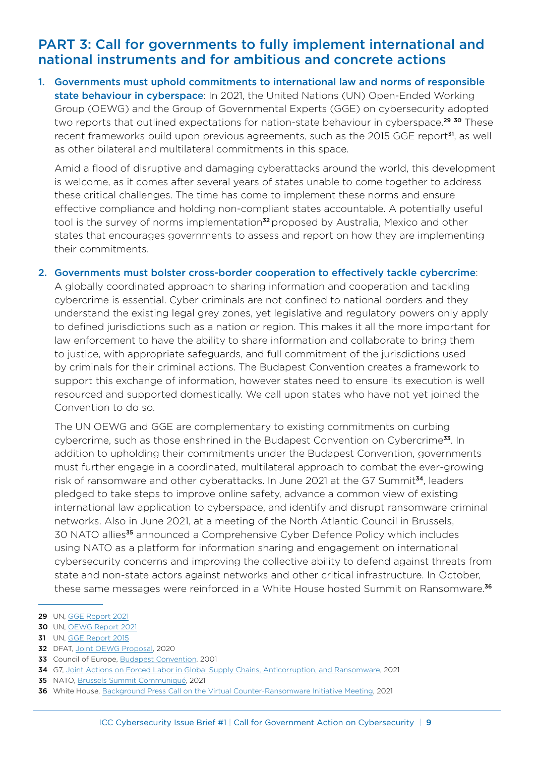## PART 3: Call for governments to fully implement international and national instruments and for ambitious and concrete actions

1. **Governments must uphold commitments to international law and norms of responsible state behaviour in cyberspace**: In 2021, the United Nations (UN) Open-Ended Working Group (OEWG) and the Group of Governmental Experts (GGE) on cybersecurity adopted two reports that outlined expectations for nation-state behaviour in cyberspace.[29] [30] These recent frameworks build upon previous agreements, such as the 2015 GGE report[31], as well as other bilateral and multilateral commitments in this space.

   Amid a flood of disruptive and damaging cyberattacks around the world, this development is welcome, as it comes after several years of states unable to come together to address these critical challenges. The time has come to implement these norms and ensure effective compliance and holding non-compliant states accountable. A potentially useful tool is the survey of norms implementation[32] proposed by Australia, Mexico and other states that encourages governments to assess and report on how they are implementing their commitments.

2. **Governments must bolster cross-border cooperation to effectively tackle cybercrime**: A globally coordinated approach to sharing information and cooperation and tackling cybercrime is essential. Cyber criminals are not confined to national borders and they understand the existing legal grey zones, yet legislative and regulatory powers only apply to defined jurisdictions such as a nation or region. This makes it all the more important for law enforcement to have the ability to share information and collaborate to bring them to justice, with appropriate safeguards, and full commitment of the jurisdictions used by criminals for their criminal actions. The Budapest Convention creates a framework to support this exchange of information, however states need to ensure its execution is well resourced and supported domestically. We call upon states who have not yet joined the Convention to do so.

   The UN OEWG and GGE are complementary to existing commitments on curbing cybercrime, such as those enshrined in the Budapest Convention on Cybercrime[33]. In addition to upholding their commitments under the Budapest Convention, governments must further engage in a coordinated, multilateral approach to combat the ever-growing risk of ransomware and other cyberattacks. In June 2021 at the G7 Summit[34], leaders pledged to take steps to improve online safety, advance a common view of existing international law application to cyberspace, and identify and disrupt ransomware criminal networks. Also in June 2021, at a meeting of the North Atlantic Council in Brussels, 30 NATO allies[35] announced a Comprehensive Cyber Defence Policy which includes using NATO as a platform for information sharing and engagement on international cybersecurity concerns and improving the collective ability to defend against threats from state and non-state actors against networks and other critical infrastructure. In October, these same messages were reinforced in a White House hosted Summit on Ransomware.[36]

---

29 UN, GGE Report 2021

30 UN, OEWG Report 2021

31 UN, GGE Report 2015

32 DFAT, Joint OEWG Proposal, 2020

33 Council of Europe, Budapest Convention, 2001

34 G7, Joint Actions on Forced Labor in Global Supply Chains, Anticorruption, and Ransomware, 2021

35 NATO, Brussels Summit Communiqué, 2021

36 White House, Background Press Call on the Virtual Counter-Ransomware Initiative Meeting, 2021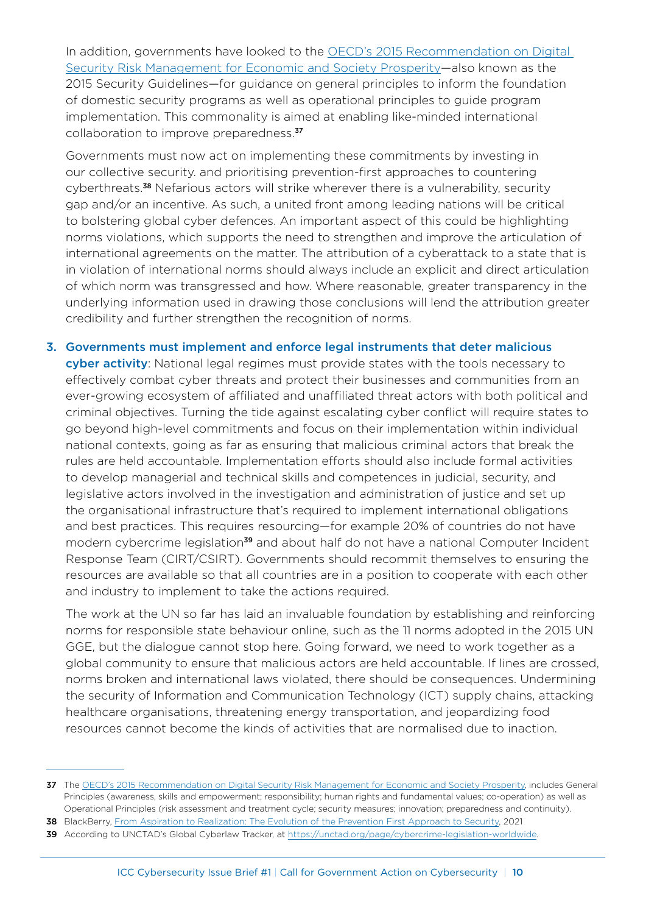In addition, governments have looked to the OECD's 2015 Recommendation on Digital Security Risk Management for Economic and Society Prosperity—also known as the 2015 Security Guidelines—for guidance on general principles to inform the foundation of domestic security programs as well as operational principles to guide program implementation. This commonality is aimed at enabling like-minded international collaboration to improve preparedness.[37]

Governments must now act on implementing these commitments by investing in our collective security. and prioritising prevention-first approaches to countering cyberthreats.[38] Nefarious actors will strike wherever there is a vulnerability, security gap and/or an incentive. As such, a united front among leading nations will be critical to bolstering global cyber defences. An important aspect of this could be highlighting norms violations, which supports the need to strengthen and improve the articulation of international agreements on the matter. The attribution of a cyberattack to a state that is in violation of international norms should always include an explicit and direct articulation of which norm was transgressed and how. Where reasonable, greater transparency in the underlying information used in drawing those conclusions will lend the attribution greater credibility and further strengthen the recognition of norms.

3. **Governments must implement and enforce legal instruments that deter malicious cyber activity**: National legal regimes must provide states with the tools necessary to effectively combat cyber threats and protect their businesses and communities from an ever-growing ecosystem of affiliated and unaffiliated threat actors with both political and criminal objectives. Turning the tide against escalating cyber conflict will require states to go beyond high-level commitments and focus on their implementation within individual national contexts, going as far as ensuring that malicious criminal actors that break the rules are held accountable. Implementation efforts should also include formal activities to develop managerial and technical skills and competences in judicial, security, and legislative actors involved in the investigation and administration of justice and set up the organisational infrastructure that's required to implement international obligations and best practices. This requires resourcing—for example 20% of countries do not have modern cybercrime legislation[39] and about half do not have a national Computer Incident Response Team (CIRT/CSIRT). Governments should recommit themselves to ensuring the resources are available so that all countries are in a position to cooperate with each other and industry to implement to take the actions required.

   The work at the UN so far has laid an invaluable foundation by establishing and reinforcing norms for responsible state behaviour online, such as the 11 norms adopted in the 2015 UN GGE, but the dialogue cannot stop here. Going forward, we need to work together as a global community to ensure that malicious actors are held accountable. If lines are crossed, norms broken and international laws violated, there should be consequences. Undermining the security of Information and Communication Technology (ICT) supply chains, attacking healthcare organisations, threatening energy transportation, and jeopardizing food resources cannot become the kinds of activities that are normalised due to inaction.

---

[37] The OECD's 2015 Recommendation on Digital Security Risk Management for Economic and Society Prosperity, includes General Principles (awareness, skills and empowerment; responsibility; human rights and fundamental values; co-operation) as well as Operational Principles (risk assessment and treatment cycle; security measures; innovation; preparedness and continuity).

[38] BlackBerry, From Aspiration to Realization: The Evolution of the Prevention First Approach to Security, 2021

[39] According to UNCTAD's Global Cyberlaw Tracker, at https://unctad.org/page/cybercrime-legislation-worldwide.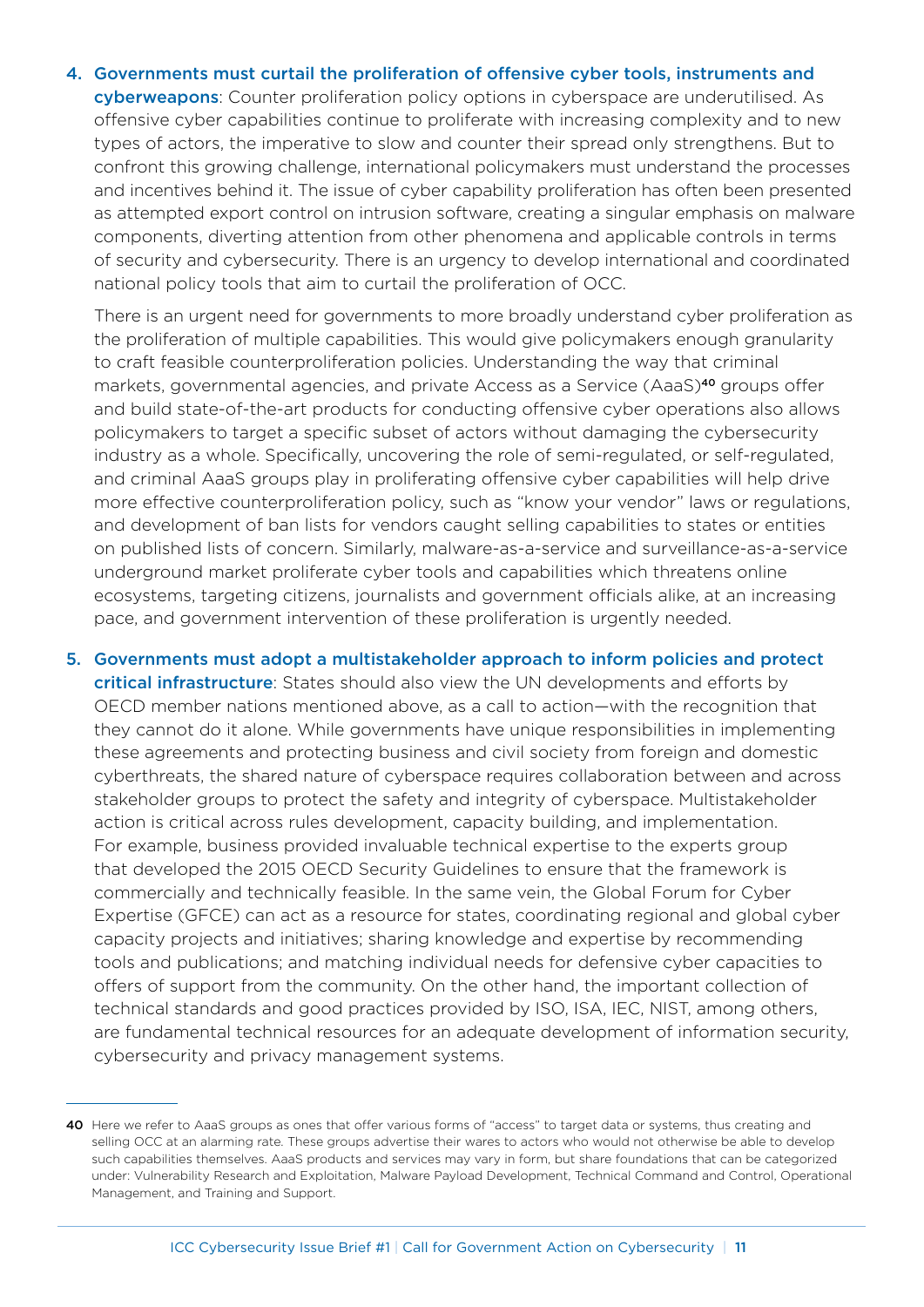4. **Governments must curtail the proliferation of offensive cyber tools, instruments and cyberweapons**: Counter proliferation policy options in cyberspace are underutilised. As offensive cyber capabilities continue to proliferate with increasing complexity and to new types of actors, the imperative to slow and counter their spread only strengthens. But to confront this growing challenge, international policymakers must understand the processes and incentives behind it. The issue of cyber capability proliferation has often been presented as attempted export control on intrusion software, creating a singular emphasis on malware components, diverting attention from other phenomena and applicable controls in terms of security and cybersecurity. There is an urgency to develop international and coordinated national policy tools that aim to curtail the proliferation of OCC.

   There is an urgent need for governments to more broadly understand cyber proliferation as the proliferation of multiple capabilities. This would give policymakers enough granularity to craft feasible counterproliferation policies. Understanding the way that criminal markets, governmental agencies, and private Access as a Service (AaaS)[40] groups offer and build state-of-the-art products for conducting offensive cyber operations also allows policymakers to target a specific subset of actors without damaging the cybersecurity industry as a whole. Specifically, uncovering the role of semi-regulated, or self-regulated, and criminal AaaS groups play in proliferating offensive cyber capabilities will help drive more effective counterproliferation policy, such as "know your vendor" laws or regulations, and development of ban lists for vendors caught selling capabilities to states or entities on published lists of concern. Similarly, malware-as-a-service and surveillance-as-a-service underground market proliferate cyber tools and capabilities which threatens online ecosystems, targeting citizens, journalists and government officials alike, at an increasing pace, and government intervention of these proliferation is urgently needed.

5. **Governments must adopt a multistakeholder approach to inform policies and protect critical infrastructure**: States should also view the UN developments and efforts by OECD member nations mentioned above, as a call to action—with the recognition that they cannot do it alone. While governments have unique responsibilities in implementing these agreements and protecting business and civil society from foreign and domestic cyberthreats, the shared nature of cyberspace requires collaboration between and across stakeholder groups to protect the safety and integrity of cyberspace. Multistakeholder action is critical across rules development, capacity building, and implementation. For example, business provided invaluable technical expertise to the experts group that developed the 2015 OECD Security Guidelines to ensure that the framework is commercially and technically feasible. In the same vein, the Global Forum for Cyber Expertise (GFCE) can act as a resource for states, coordinating regional and global cyber capacity projects and initiatives; sharing knowledge and expertise by recommending tools and publications; and matching individual needs for defensive cyber capacities to offers of support from the community. On the other hand, the important collection of technical standards and good practices provided by ISO, ISA, IEC, NIST, among others, are fundamental technical resources for an adequate development of information security, cybersecurity and privacy management systems.

---

[40] Here we refer to AaaS groups as ones that offer various forms of "access" to target data or systems, thus creating and selling OCC at an alarming rate. These groups advertise their wares to actors who would not otherwise be able to develop such capabilities themselves. AaaS products and services may vary in form, but share foundations that can be categorized under: Vulnerability Research and Exploitation, Malware Payload Development, Technical Command and Control, Operational Management, and Training and Support.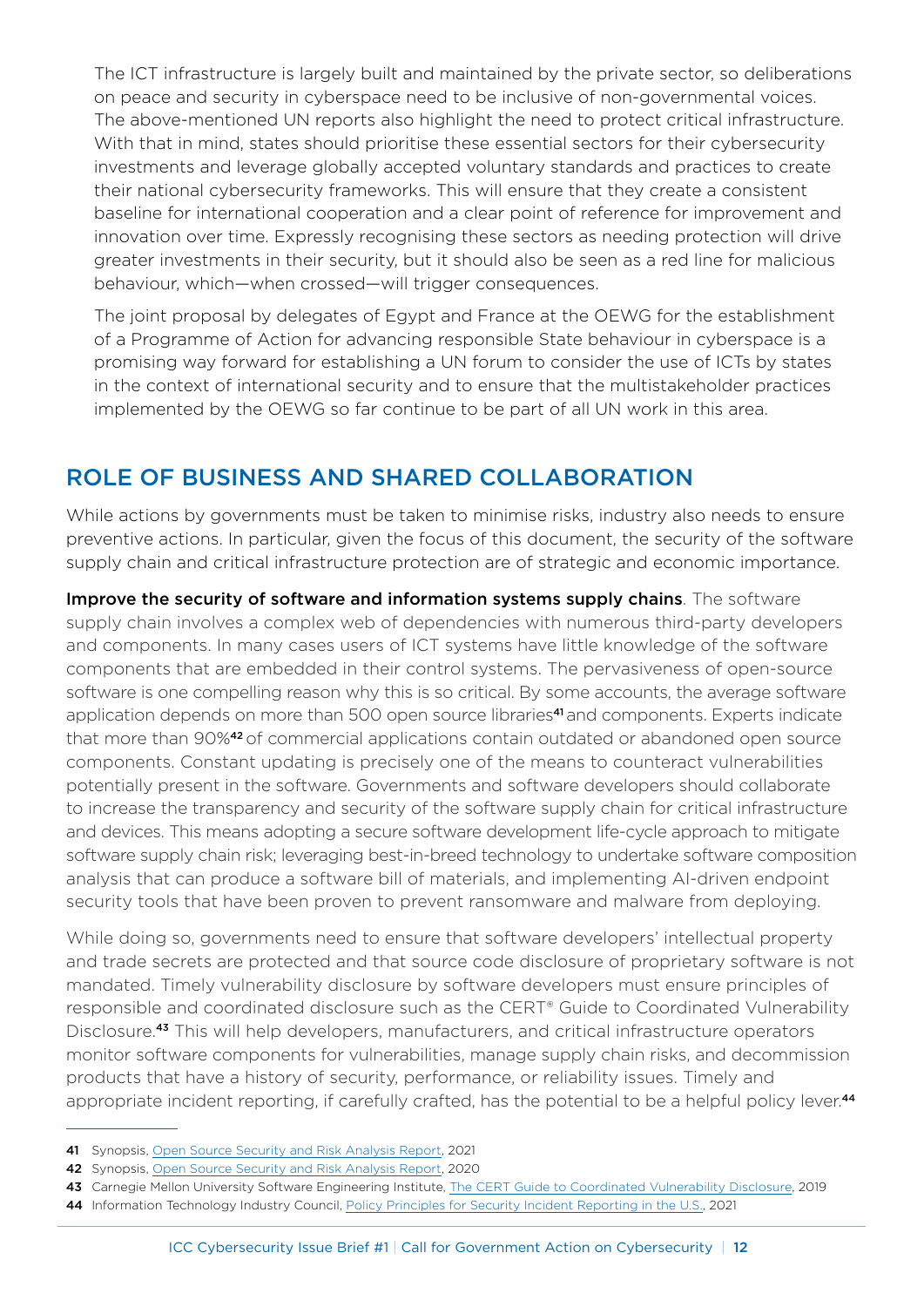The ICT infrastructure is largely built and maintained by the private sector, so deliberations on peace and security in cyberspace need to be inclusive of non-governmental voices. The above-mentioned UN reports also highlight the need to protect critical infrastructure. With that in mind, states should prioritise these essential sectors for their cybersecurity investments and leverage globally accepted voluntary standards and practices to create their national cybersecurity frameworks. This will ensure that they create a consistent baseline for international cooperation and a clear point of reference for improvement and innovation over time. Expressly recognising these sectors as needing protection will drive greater investments in their security, but it should also be seen as a red line for malicious behaviour, which—when crossed—will trigger consequences.

The joint proposal by delegates of Egypt and France at the OEWG for the establishment of a Programme of Action for advancing responsible State behaviour in cyberspace is a promising way forward for establishing a UN forum to consider the use of ICTs by states in the context of international security and to ensure that the multistakeholder practices implemented by the OEWG so far continue to be part of all UN work in this area.

## ROLE OF BUSINESS AND SHARED COLLABORATION

While actions by governments must be taken to minimise risks, industry also needs to ensure preventive actions. In particular, given the focus of this document, the security of the software supply chain and critical infrastructure protection are of strategic and economic importance.

**Improve the security of software and information systems supply chains**. The software supply chain involves a complex web of dependencies with numerous third-party developers and components. In many cases users of ICT systems have little knowledge of the software components that are embedded in their control systems. The pervasiveness of open-source software is one compelling reason why this is so critical. By some accounts, the average software application depends on more than 500 open source libraries[41] and components. Experts indicate that more than 90%[42] of commercial applications contain outdated or abandoned open source components. Constant updating is precisely one of the means to counteract vulnerabilities potentially present in the software. Governments and software developers should collaborate to increase the transparency and security of the software supply chain for critical infrastructure and devices. This means adopting a secure software development life-cycle approach to mitigate software supply chain risk; leveraging best-in-breed technology to undertake software composition analysis that can produce a software bill of materials, and implementing AI-driven endpoint security tools that have been proven to prevent ransomware and malware from deploying.

While doing so, governments need to ensure that software developers' intellectual property and trade secrets are protected and that source code disclosure of proprietary software is not mandated. Timely vulnerability disclosure by software developers must ensure principles of responsible and coordinated disclosure such as the CERT® Guide to Coordinated Vulnerability Disclosure.[43] This will help developers, manufacturers, and critical infrastructure operators monitor software components for vulnerabilities, manage supply chain risks, and decommission products that have a history of security, performance, or reliability issues. Timely and appropriate incident reporting, if carefully crafted, has the potential to be a helpful policy lever.[44]

---

41 Synopsis, Open Source Security and Risk Analysis Report, 2021

42 Synopsis, Open Source Security and Risk Analysis Report, 2020

43 Carnegie Mellon University Software Engineering Institute, The CERT Guide to Coordinated Vulnerability Disclosure, 2019

44 Information Technology Industry Council, Policy Principles for Security Incident Reporting in the U.S., 2021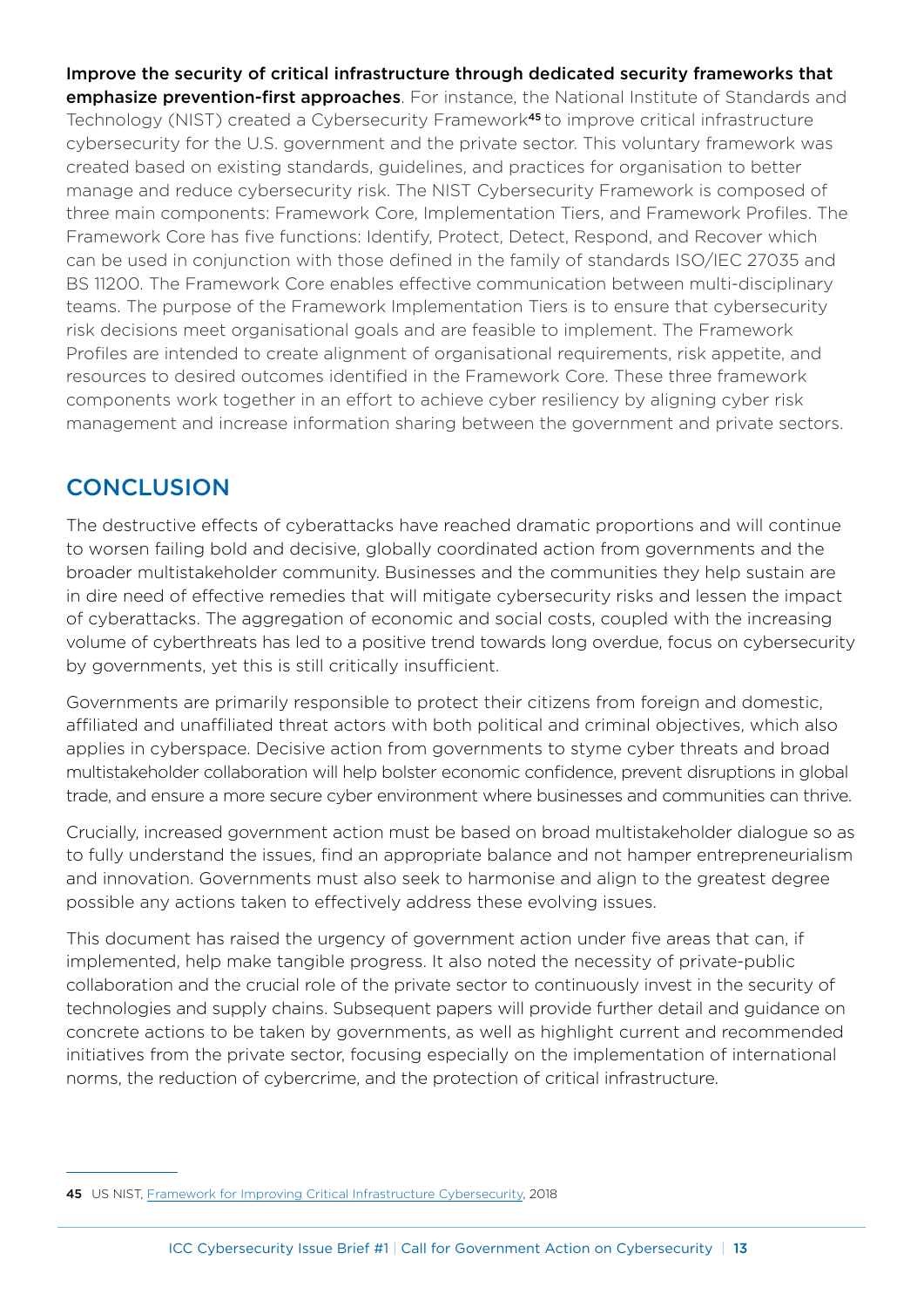**Improve the security of critical infrastructure through dedicated security frameworks that emphasize prevention-first approaches**. For instance, the National Institute of Standards and Technology (NIST) created a Cybersecurity Framework[45] to improve critical infrastructure cybersecurity for the U.S. government and the private sector. This voluntary framework was created based on existing standards, guidelines, and practices for organisation to better manage and reduce cybersecurity risk. The NIST Cybersecurity Framework is composed of three main components: Framework Core, Implementation Tiers, and Framework Profiles. The Framework Core has five functions: Identify, Protect, Detect, Respond, and Recover which can be used in conjunction with those defined in the family of standards ISO/IEC 27035 and BS 11200. The Framework Core enables effective communication between multi-disciplinary teams. The purpose of the Framework Implementation Tiers is to ensure that cybersecurity risk decisions meet organisational goals and are feasible to implement. The Framework Profiles are intended to create alignment of organisational requirements, risk appetite, and resources to desired outcomes identified in the Framework Core. These three framework components work together in an effort to achieve cyber resiliency by aligning cyber risk management and increase information sharing between the government and private sectors.

## CONCLUSION

The destructive effects of cyberattacks have reached dramatic proportions and will continue to worsen failing bold and decisive, globally coordinated action from governments and the broader multistakeholder community. Businesses and the communities they help sustain are in dire need of effective remedies that will mitigate cybersecurity risks and lessen the impact of cyberattacks. The aggregation of economic and social costs, coupled with the increasing volume of cyberthreats has led to a positive trend towards long overdue, focus on cybersecurity by governments, yet this is still critically insufficient.

Governments are primarily responsible to protect their citizens from foreign and domestic, affiliated and unaffiliated threat actors with both political and criminal objectives, which also applies in cyberspace. Decisive action from governments to styme cyber threats and broad multistakeholder collaboration will help bolster economic confidence, prevent disruptions in global trade, and ensure a more secure cyber environment where businesses and communities can thrive.

Crucially, increased government action must be based on broad multistakeholder dialogue so as to fully understand the issues, find an appropriate balance and not hamper entrepreneurialism and innovation. Governments must also seek to harmonise and align to the greatest degree possible any actions taken to effectively address these evolving issues.

This document has raised the urgency of government action under five areas that can, if implemented, help make tangible progress. It also noted the necessity of private-public collaboration and the crucial role of the private sector to continuously invest in the security of technologies and supply chains. Subsequent papers will provide further detail and guidance on concrete actions to be taken by governments, as well as highlight current and recommended initiatives from the private sector, focusing especially on the implementation of international norms, the reduction of cybercrime, and the protection of critical infrastructure.

---

**45** US NIST, Framework for Improving Critical Infrastructure Cybersecurity, 2018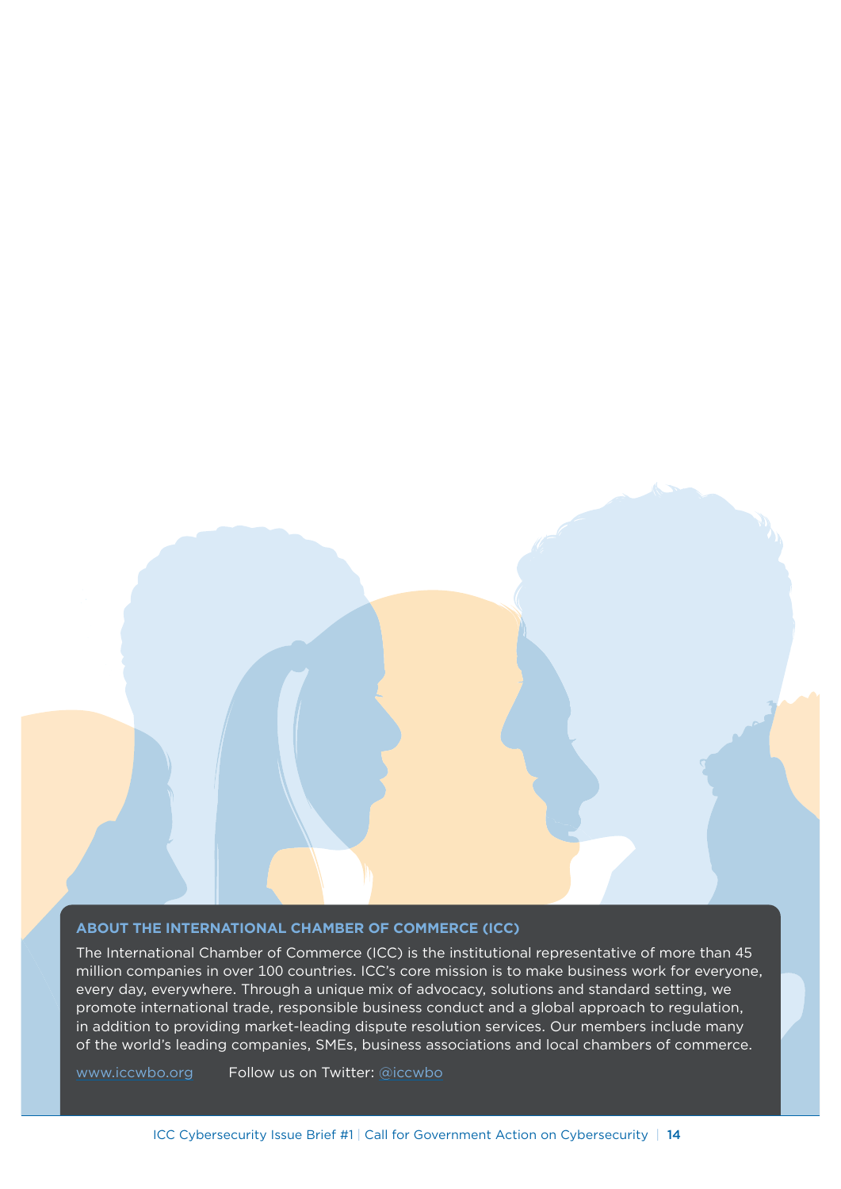## ABOUT THE INTERNATIONAL CHAMBER OF COMMERCE (ICC)

The International Chamber of Commerce (ICC) is the institutional representative of more than 45 million companies in over 100 countries. ICC's core mission is to make business work for everyone, every day, everywhere. Through a unique mix of advocacy, solutions and standard setting, we promote international trade, responsible business conduct and a global approach to regulation, in addition to providing market-leading dispute resolution services. Our members include many of the world's leading companies, SMEs, business associations and local chambers of commerce.

www.iccwbo.org Follow us on Twitter: @iccwbo